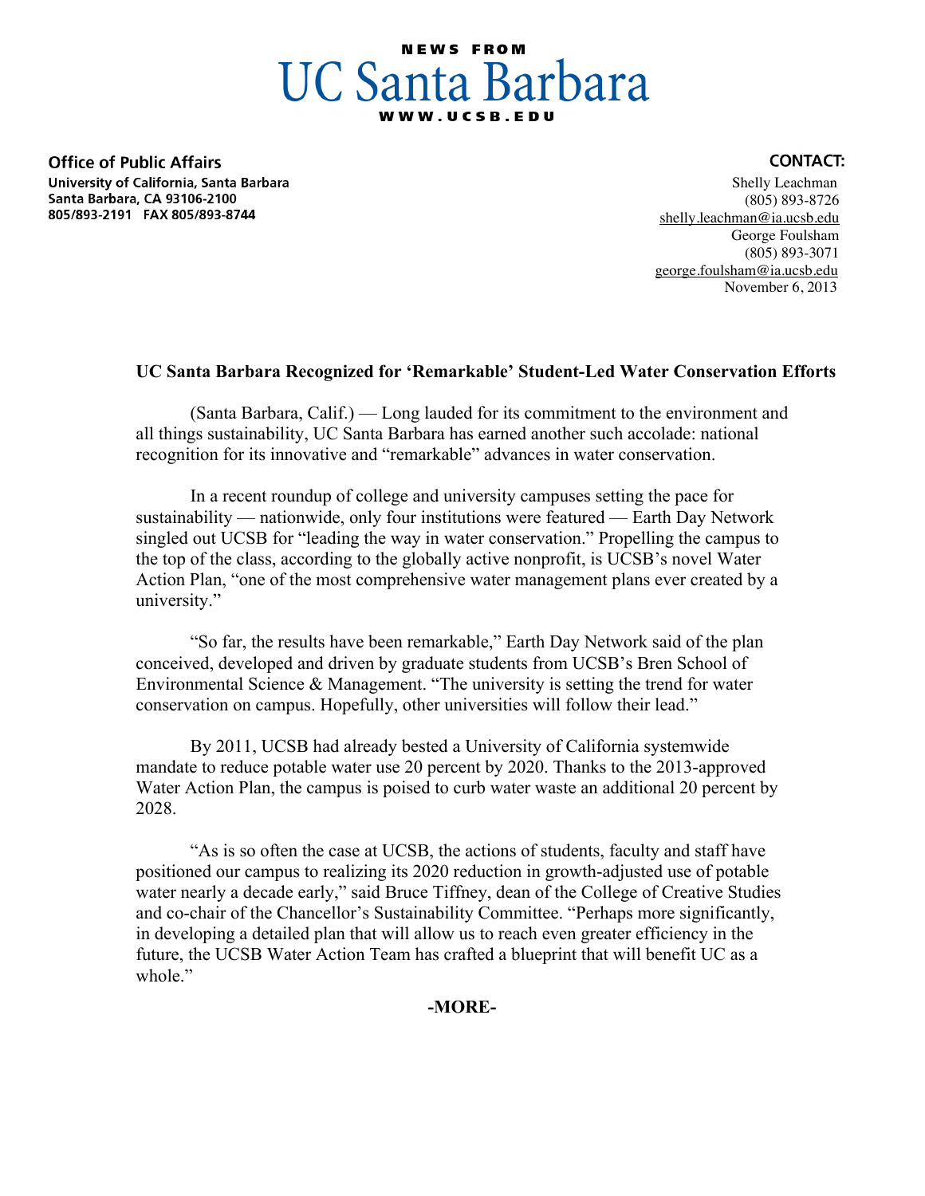NEWS FROM

# UC Santa Barbara

WWW.UCSB.EDU

**Office of Public Affairs**
**University of California, Santa Barbara**
**Santa Barbara, CA 93106-2100**
**805/893-2191 FAX 805/893-8744**

**CONTACT:**
Shelly Leachman
(805) 893-8726
shelly.leachman@ia.ucsb.edu
George Foulsham
(805) 893-3071
george.foulsham@ia.ucsb.edu
November 6, 2013

## UC Santa Barbara Recognized for 'Remarkable' Student-Led Water Conservation Efforts

(Santa Barbara, Calif.) — Long lauded for its commitment to the environment and all things sustainability, UC Santa Barbara has earned another such accolade: national recognition for its innovative and "remarkable" advances in water conservation.

In a recent roundup of college and university campuses setting the pace for sustainability — nationwide, only four institutions were featured — Earth Day Network singled out UCSB for "leading the way in water conservation." Propelling the campus to the top of the class, according to the globally active nonprofit, is UCSB's novel Water Action Plan, "one of the most comprehensive water management plans ever created by a university."

"So far, the results have been remarkable," Earth Day Network said of the plan conceived, developed and driven by graduate students from UCSB's Bren School of Environmental Science & Management. "The university is setting the trend for water conservation on campus. Hopefully, other universities will follow their lead."

By 2011, UCSB had already bested a University of California systemwide mandate to reduce potable water use 20 percent by 2020. Thanks to the 2013-approved Water Action Plan, the campus is poised to curb water waste an additional 20 percent by 2028.

"As is so often the case at UCSB, the actions of students, faculty and staff have positioned our campus to realizing its 2020 reduction in growth-adjusted use of potable water nearly a decade early," said Bruce Tiffney, dean of the College of Creative Studies and co-chair of the Chancellor's Sustainability Committee. "Perhaps more significantly, in developing a detailed plan that will allow us to reach even greater efficiency in the future, the UCSB Water Action Team has crafted a blueprint that will benefit UC as a whole."

**-MORE-**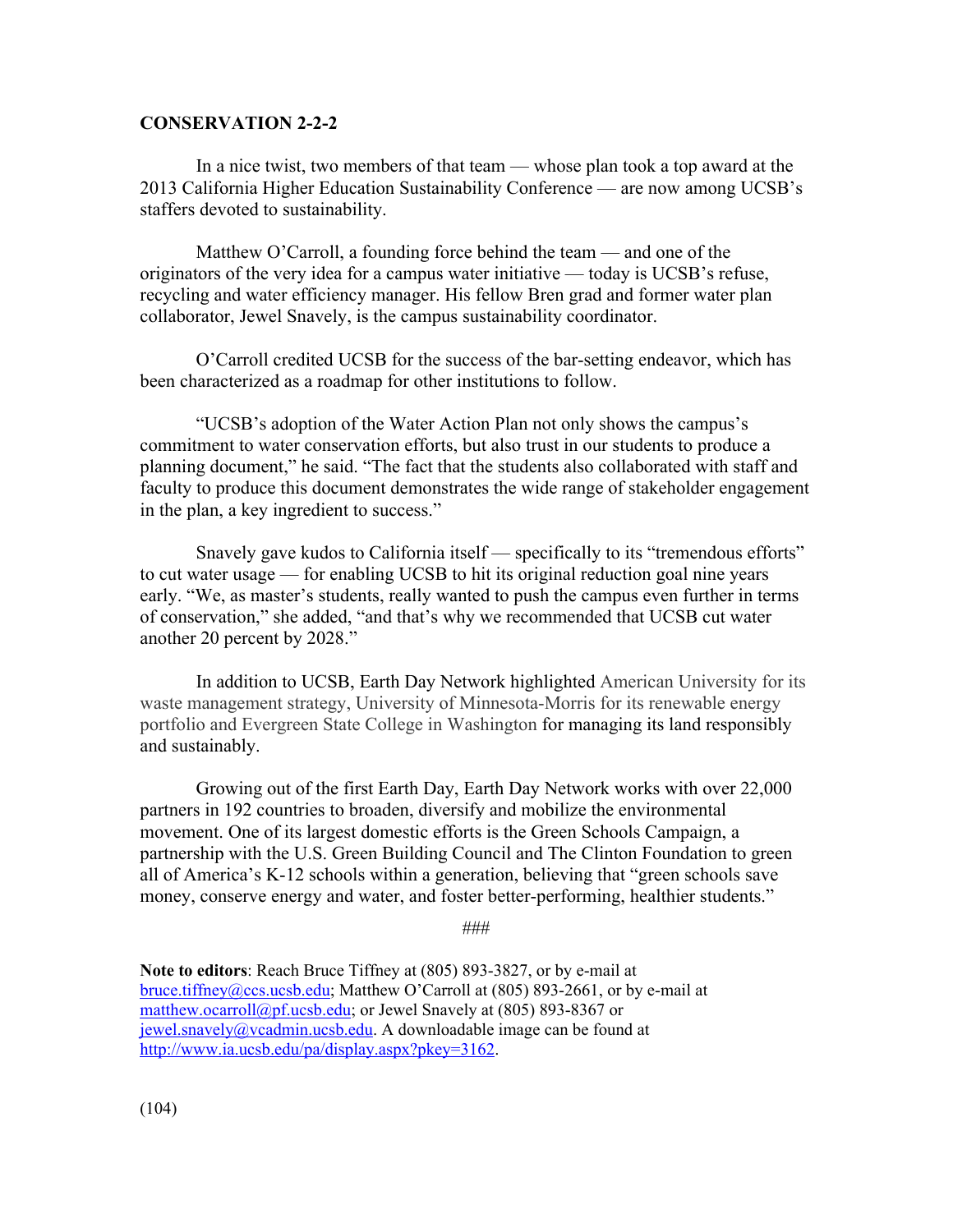**CONSERVATION 2-2-2**

In a nice twist, two members of that team — whose plan took a top award at the 2013 California Higher Education Sustainability Conference — are now among UCSB's staffers devoted to sustainability.

Matthew O'Carroll, a founding force behind the team — and one of the originators of the very idea for a campus water initiative — today is UCSB's refuse, recycling and water efficiency manager. His fellow Bren grad and former water plan collaborator, Jewel Snavely, is the campus sustainability coordinator.

O'Carroll credited UCSB for the success of the bar-setting endeavor, which has been characterized as a roadmap for other institutions to follow.

"UCSB's adoption of the Water Action Plan not only shows the campus's commitment to water conservation efforts, but also trust in our students to produce a planning document," he said. "The fact that the students also collaborated with staff and faculty to produce this document demonstrates the wide range of stakeholder engagement in the plan, a key ingredient to success."

Snavely gave kudos to California itself — specifically to its "tremendous efforts" to cut water usage — for enabling UCSB to hit its original reduction goal nine years early. "We, as master's students, really wanted to push the campus even further in terms of conservation," she added, "and that's why we recommended that UCSB cut water another 20 percent by 2028."

In addition to UCSB, Earth Day Network highlighted American University for its waste management strategy, University of Minnesota-Morris for its renewable energy portfolio and Evergreen State College in Washington for managing its land responsibly and sustainably.

Growing out of the first Earth Day, Earth Day Network works with over 22,000 partners in 192 countries to broaden, diversify and mobilize the environmental movement. One of its largest domestic efforts is the Green Schools Campaign, a partnership with the U.S. Green Building Council and The Clinton Foundation to green all of America's K-12 schools within a generation, believing that "green schools save money, conserve energy and water, and foster better-performing, healthier students."

###

**Note to editors**: Reach Bruce Tiffney at (805) 893-3827, or by e-mail at bruce.tiffney@ccs.ucsb.edu; Matthew O'Carroll at (805) 893-2661, or by e-mail at matthew.ocarroll@pf.ucsb.edu; or Jewel Snavely at (805) 893-8367 or jewel.snavely@vcadmin.ucsb.edu. A downloadable image can be found at http://www.ia.ucsb.edu/pa/display.aspx?pkey=3162.

(104)